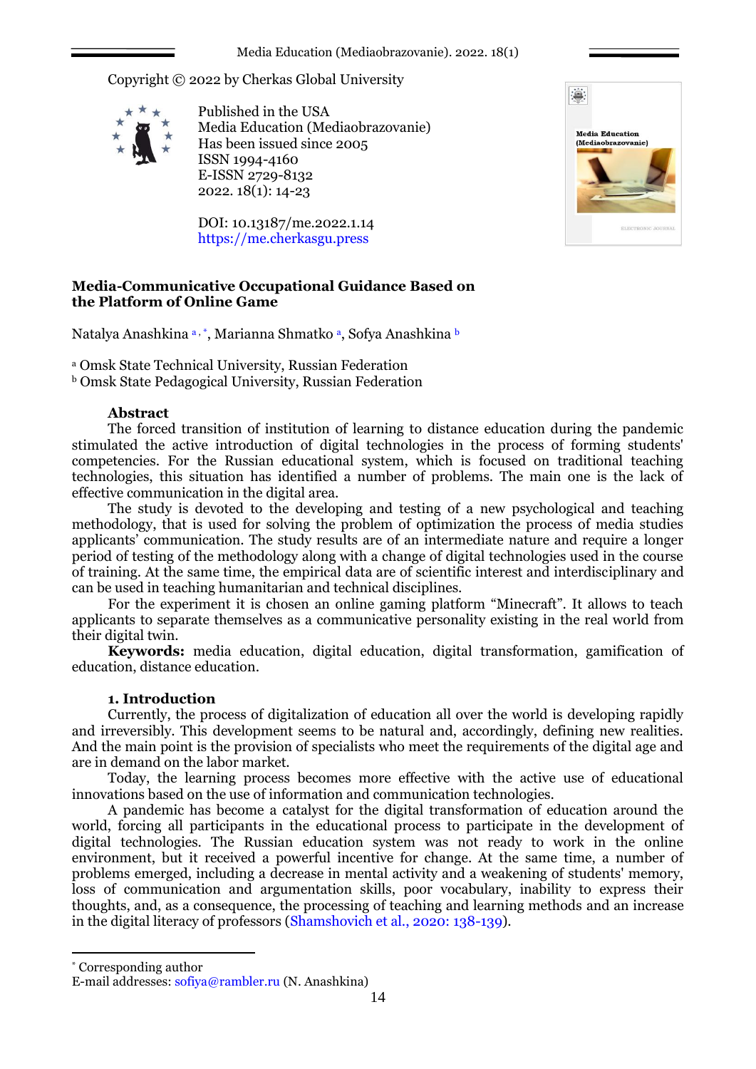Copyright © 2022 by Cherkas Global University

Published in the USA
Media Education (Mediaobrazovanie)
Has been issued since 2005
ISSN 1994-4160
E-ISSN 2729-8132
2022. 18(1): 14-23

DOI: 10.13187/me.2022.1.14
https://me.cherkasgu.press

# Media-Communicative Occupational Guidance Based on the Platform of Online Game

Natalya Anashkina [a, *], Marianna Shmatko [a], Sofya Anashkina [b]

[a] Omsk State Technical University, Russian Federation
[b] Omsk State Pedagogical University, Russian Federation

## Abstract

The forced transition of institution of learning to distance education during the pandemic stimulated the active introduction of digital technologies in the process of forming students' competences. For the Russian educational system, which is focused on traditional teaching technologies, this situation has identified a number of problems. The main one is the lack of effective communication in the digital area.

The study is devoted to the developing and testing of a new psychological and teaching methodology, that is used for solving the problem of optimization the process of media studies applicants' communication. The study results are of an intermediate nature and require a longer period of testing of the methodology along with a change of digital technologies used in the course of training. At the same time, the empirical data are of scientific interest and interdisciplinary and can be used in teaching humanitarian and technical disciplines.

For the experiment it is chosen an online gaming platform "Minecraft". It allows to teach applicants to separate themselves as a communicative personality existing in the real world from their digital twin.

**Keywords:** media education, digital education, digital transformation, gamification of education, distance education.

## 1. Introduction

Currently, the process of digitalization of education all over the world is developing rapidly and irreversibly. This development seems to be natural and, accordingly, defining new realities. And the main point is the provision of specialists who meet the requirements of the digital age and are in demand on the labor market.

Today, the learning process becomes more effective with the active use of educational innovations based on the use of information and communication technologies.

A pandemic has become a catalyst for the digital transformation of education around the world, forcing all participants in the educational process to participate in the development of digital technologies. The Russian education system was not ready to work in the online environment, but it received a powerful incentive for change. At the same time, a number of problems emerged, including a decrease in mental activity and a weakening of students' memory, loss of communication and argumentation skills, poor vocabulary, inability to express their thoughts, and, as a consequence, the processing of teaching and learning methods and an increase in the digital literacy of professors (Shamshovich et al., 2020: 138-139).

---

[*] Corresponding author
E-mail addresses: sofiya@rambler.ru (N. Anashkina)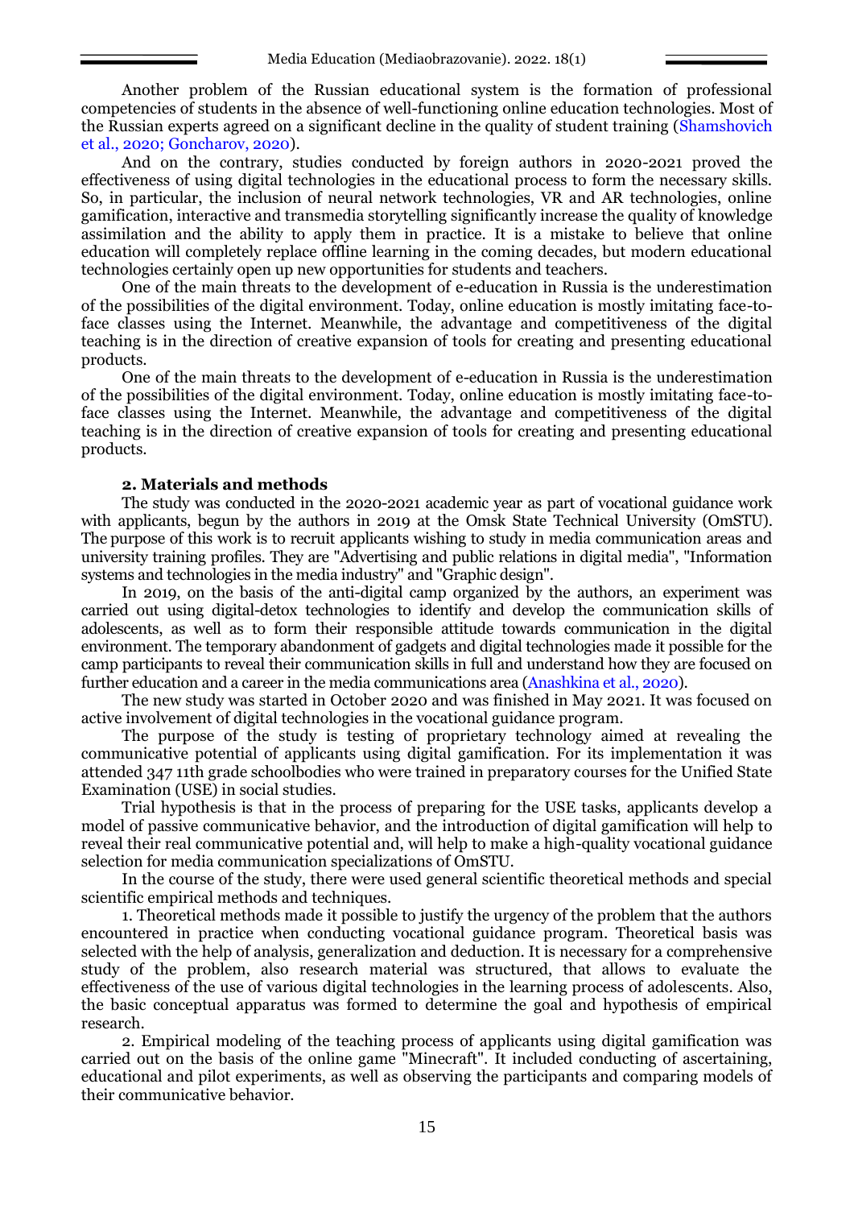Another problem of the Russian educational system is the formation of professional competencies of students in the absence of well-functioning online education technologies. Most of the Russian experts agreed on a significant decline in the quality of student training (Shamshovich et al., 2020; Goncharov, 2020).

And on the contrary, studies conducted by foreign authors in 2020-2021 proved the effectiveness of using digital technologies in the educational process to form the necessary skills. So, in particular, the inclusion of neural network technologies, VR and AR technologies, online gamification, interactive and transmedia storytelling significantly increase the quality of knowledge assimilation and the ability to apply them in practice. It is a mistake to believe that online education will completely replace offline learning in the coming decades, but modern educational technologies certainly open up new opportunities for students and teachers.

One of the main threats to the development of e-education in Russia is the underestimation of the possibilities of the digital environment. Today, online education is mostly imitating face-to-face classes using the Internet. Meanwhile, the advantage and competitiveness of the digital teaching is in the direction of creative expansion of tools for creating and presenting educational products.

One of the main threats to the development of e-education in Russia is the underestimation of the possibilities of the digital environment. Today, online education is mostly imitating face-to-face classes using the Internet. Meanwhile, the advantage and competitiveness of the digital teaching is in the direction of creative expansion of tools for creating and presenting educational products.

## 2. Materials and methods

The study was conducted in the 2020-2021 academic year as part of vocational guidance work with applicants, begun by the authors in 2019 at the Omsk State Technical University (OmSTU). The purpose of this work is to recruit applicants wishing to study in media communication areas and university training profiles. They are "Advertising and public relations in digital media", "Information systems and technologies in the media industry" and "Graphic design".

In 2019, on the basis of the anti-digital camp organized by the authors, an experiment was carried out using digital-detox technologies to identify and develop the communication skills of adolescents, as well as to form their responsible attitude towards communication in the digital environment. The temporary abandonment of gadgets and digital technologies made it possible for the camp participants to reveal their communication skills in full and understand how they are focused on further education and a career in the media communications area (Anashkina et al., 2020).

The new study was started in October 2020 and was finished in May 2021. It was focused on active involvement of digital technologies in the vocational guidance program.

The purpose of the study is testing of proprietary technology aimed at revealing the communicative potential of applicants using digital gamification. For its implementation it was attended 347 11th grade schoolbodies who were trained in preparatory courses for the Unified State Examination (USE) in social studies.

Trial hypothesis is that in the process of preparing for the USE tasks, applicants develop a model of passive communicative behavior, and the introduction of digital gamification will help to reveal their real communicative potential and, will help to make a high-quality vocational guidance selection for media communication specializations of OmSTU.

In the course of the study, there were used general scientific theoretical methods and special scientific empirical methods and techniques.

1. Theoretical methods made it possible to justify the urgency of the problem that the authors encountered in practice when conducting vocational guidance program. Theoretical basis was selected with the help of analysis, generalization and deduction. It is necessary for a comprehensive study of the problem, also research material was structured, that allows to evaluate the effectiveness of the use of various digital technologies in the learning process of adolescents. Also, the basic conceptual apparatus was formed to determine the goal and hypothesis of empirical research.

2. Empirical modeling of the teaching process of applicants using digital gamification was carried out on the basis of the online game "Minecraft". It included conducting of ascertaining, educational and pilot experiments, as well as observing the participants and comparing models of their communicative behavior.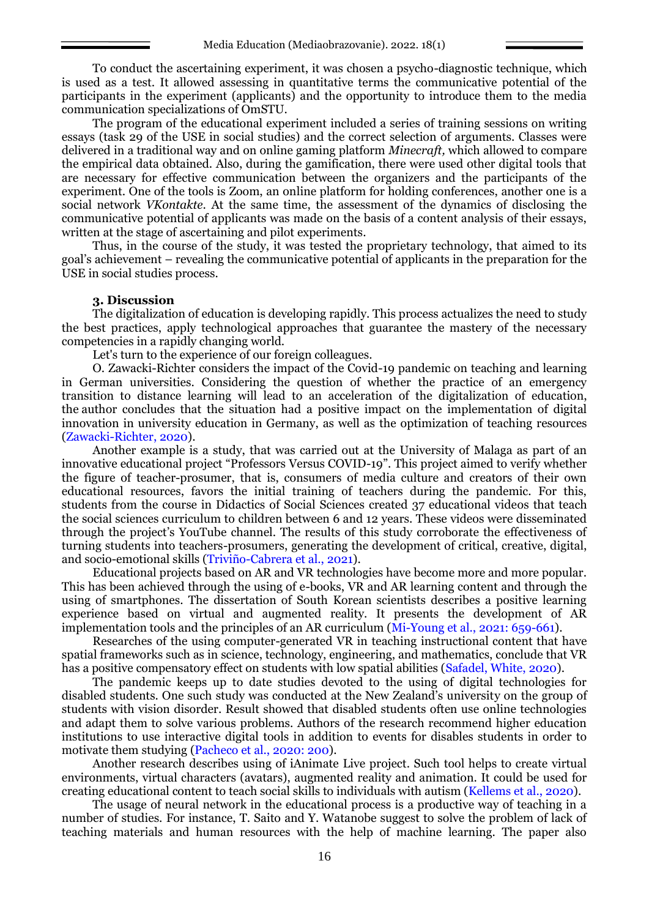To conduct the ascertaining experiment, it was chosen a psycho-diagnostic technique, which is used as a test. It allowed assessing in quantitative terms the communicative potential of the participants in the experiment (applicants) and the opportunity to introduce them to the media communication specializations of OmSTU.

The program of the educational experiment included a series of training sessions on writing essays (task 29 of the USE in social studies) and the correct selection of arguments. Classes were delivered in a traditional way and on online gaming platform *Minecraft,* which allowed to compare the empirical data obtained. Also, during the gamification, there were used other digital tools that are necessary for effective communication between the organizers and the participants of the experiment. One of the tools is Zoom, an online platform for holding conferences, another one is a social network *VKontakte*. At the same time, the assessment of the dynamics of disclosing the communicative potential of applicants was made on the basis of a content analysis of their essays, written at the stage of ascertaining and pilot experiments.

Thus, in the course of the study, it was tested the proprietary technology, that aimed to its goal's achievement – revealing the communicative potential of applicants in the preparation for the USE in social studies process.

### 3. Discussion

The digitalization of education is developing rapidly. This process actualizes the need to study the best practices, apply technological approaches that guarantee the mastery of the necessary competencies in a rapidly changing world.

Let's turn to the experience of our foreign colleagues.

O. Zawacki-Richter considers the impact of the Covid-19 pandemic on teaching and learning in German universities. Considering the question of whether the practice of an emergency transition to distance learning will lead to an acceleration of the digitalization of education, the author concludes that the situation had a positive impact on the implementation of digital innovation in university education in Germany, as well as the optimization of teaching resources (Zawacki-Richter, 2020).

Another example is a study, that was carried out at the University of Malaga as part of an innovative educational project "Professors Versus COVID-19". This project aimed to verify whether the figure of teacher-prosumer, that is, consumers of media culture and creators of their own educational resources, favors the initial training of teachers during the pandemic. For this, students from the course in Didactics of Social Sciences created 37 educational videos that teach the social sciences curriculum to children between 6 and 12 years. These videos were disseminated through the project's YouTube channel. The results of this study corroborate the effectiveness of turning students into teachers-prosumers, generating the development of critical, creative, digital, and socio-emotional skills (Triviño-Cabrera et al., 2021).

Educational projects based on AR and VR technologies have become more and more popular. This has been achieved through the using of e-books, VR and AR learning content and through the using of smartphones. The dissertation of South Korean scientists describes a positive learning experience based on virtual and augmented reality. It presents the development of AR implementation tools and the principles of an AR curriculum (Mi-Young et al., 2021: 659-661).

Researches of the using computer-generated VR in teaching instructional content that have spatial frameworks such as in science, technology, engineering, and mathematics, conclude that VR has a positive compensatory effect on students with low spatial abilities (Safadel, White, 2020).

The pandemic keeps up to date studies devoted to the using of digital technologies for disabled students. One such study was conducted at the New Zealand's university on the group of students with vision disorder. Result showed that disabled students often use online technologies and adapt them to solve various problems. Authors of the research recommend higher education institutions to use interactive digital tools in addition to events for disables students in order to motivate them studying (Pacheco et al., 2020: 200).

Another research describes using of iAnimate Live project. Such tool helps to create virtual environments, virtual characters (avatars), augmented reality and animation. It could be used for creating educational content to teach social skills to individuals with autism (Kellems et al., 2020).

The usage of neural network in the educational process is a productive way of teaching in a number of studies. For instance, T. Saito and Y. Watanobe suggest to solve the problem of lack of teaching materials and human resources with the help of machine learning. The paper also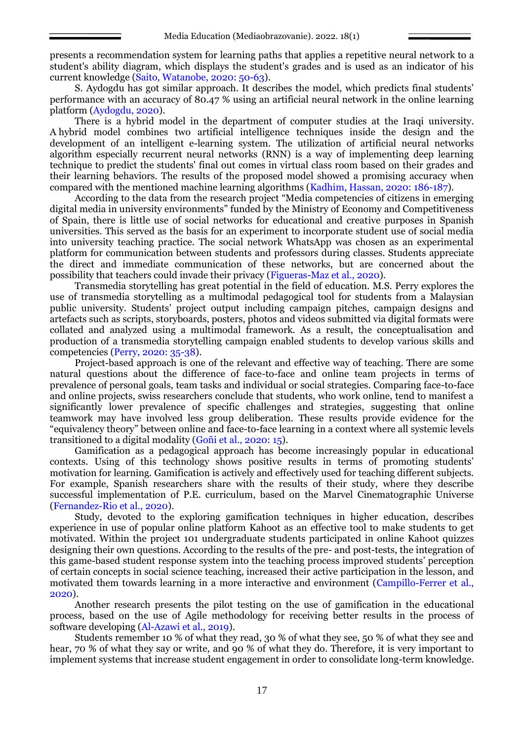presents a recommendation system for learning paths that applies a repetitive neural network to a student's ability diagram, which displays the student's grades and is used as an indicator of his current knowledge (Saito, Watanobe, 2020: 50-63).

S. Aydogdu has got similar approach. It describes the model, which predicts final students' performance with an accuracy of 80.47 % using an artificial neural network in the online learning platform (Aydogdu, 2020).

There is a hybrid model in the department of computer studies at the Iraqi university. A hybrid model combines two artificial intelligence techniques inside the design and the development of an intelligent e-learning system. The utilization of artificial neural networks algorithm especially recurrent neural networks (RNN) is a way of implementing deep learning technique to predict the students' final out comes in virtual class room based on their grades and their learning behaviors. The results of the proposed model showed a promising accuracy when compared with the mentioned machine learning algorithms (Kadhim, Hassan, 2020: 186-187).

According to the data from the research project "Media competencies of citizens in emerging digital media in university environments" funded by the Ministry of Economy and Competitiveness of Spain, there is little use of social networks for educational and creative purposes in Spanish universities. This served as the basis for an experiment to incorporate student use of social media into university teaching practice. The social network WhatsApp was chosen as an experimental platform for communication between students and professors during classes. Students appreciate the direct and immediate communication of these networks, but are concerned about the possibility that teachers could invade their privacy (Figueras-Maz et al., 2020).

Transmedia storytelling has great potential in the field of education. M.S. Perry explores the use of transmedia storytelling as a multimodal pedagogical tool for students from a Malaysian public university. Students' project output including campaign pitches, campaign designs and artefacts such as scripts, storyboards, posters, photos and videos submitted via digital formats were collated and analyzed using a multimodal framework. As a result, the conceptualisation and production of a transmedia storytelling campaign enabled students to develop various skills and competencies (Perry, 2020: 35-38).

Project-based approach is one of the relevant and effective way of teaching. There are some natural questions about the difference of face-to-face and online team projects in terms of prevalence of personal goals, team tasks and individual or social strategies. Comparing face-to-face and online projects, swiss researchers conclude that students, who work online, tend to manifest a significantly lower prevalence of specific challenges and strategies, suggesting that online teamwork may have involved less group deliberation. These results provide evidence for the "equivalency theory" between online and face-to-face learning in a context where all systemic levels transitioned to a digital modality (Goñi et al., 2020: 15).

Gamification as a pedagogical approach has become increasingly popular in educational contexts. Using of this technology shows positive results in terms of promoting students' motivation for learning. Gamification is actively and effectively used for teaching different subjects. For example, Spanish researchers share with the results of their study, where they describe successful implementation of P.E. curriculum, based on the Marvel Cinematographic Universe (Fernandez-Rio et al., 2020).

Study, devoted to the exploring gamification techniques in higher education, describes experience in use of popular online platform Kahoot as an effective tool to make students to get motivated. Within the project 101 undergraduate students participated in online Kahoot quizzes designing their own questions. According to the results of the pre- and post-tests, the integration of this game-based student response system into the teaching process improved students' perception of certain concepts in social science teaching, increased their active participation in the lesson, and motivated them towards learning in a more interactive and environment (Campillo-Ferrer et al., 2020).

Another research presents the pilot testing on the use of gamification in the educational process, based on the use of Agile methodology for receiving better results in the process of software developing (Al-Azawi et al., 2019).

Students remember 10 % of what they read, 30 % of what they see, 50 % of what they see and hear, 70 % of what they say or write, and 90 % of what they do. Therefore, it is very important to implement systems that increase student engagement in order to consolidate long-term knowledge.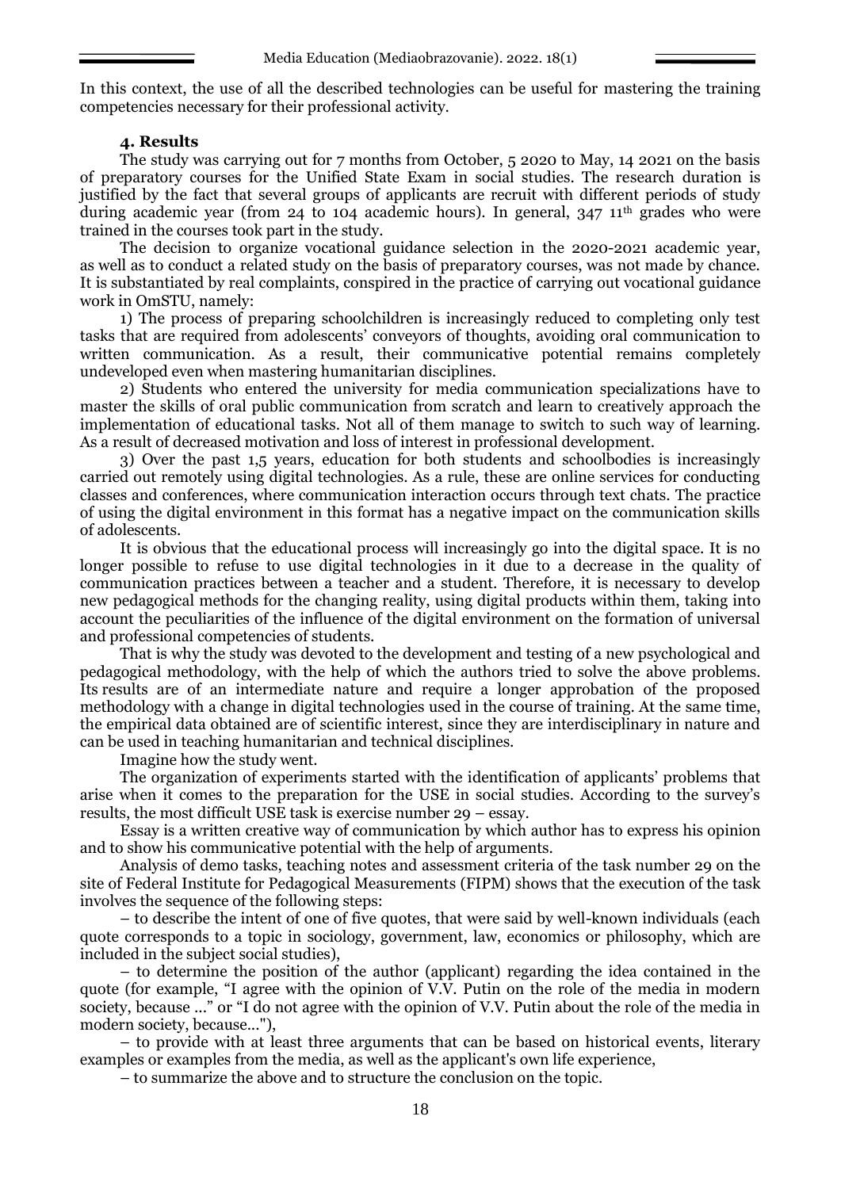In this context, the use of all the described technologies can be useful for mastering the training competencies necessary for their professional activity.

## 4. Results

The study was carrying out for 7 months from October, 5 2020 to May, 14 2021 on the basis of preparatory courses for the Unified State Exam in social studies. The research duration is justified by the fact that several groups of applicants are recruit with different periods of study during academic year (from 24 to 104 academic hours). In general, 347 11th grades who were trained in the courses took part in the study.

The decision to organize vocational guidance selection in the 2020-2021 academic year, as well as to conduct a related study on the basis of preparatory courses, was not made by chance. It is substantiated by real complaints, conspired in the practice of carrying out vocational guidance work in OmSTU, namely:

1) The process of preparing schoolchildren is increasingly reduced to completing only test tasks that are required from adolescents' conveyors of thoughts, avoiding oral communication to written communication. As a result, their communicative potential remains completely undeveloped even when mastering humanitarian disciplines.

2) Students who entered the university for media communication specializations have to master the skills of oral public communication from scratch and learn to creatively approach the implementation of educational tasks. Not all of them manage to switch to such way of learning. As a result of decreased motivation and loss of interest in professional development.

3) Over the past 1,5 years, education for both students and schoolbodies is increasingly carried out remotely using digital technologies. As a rule, these are online services for conducting classes and conferences, where communication interaction occurs through text chats. The practice of using the digital environment in this format has a negative impact on the communication skills of adolescents.

It is obvious that the educational process will increasingly go into the digital space. It is no longer possible to refuse to use digital technologies in it due to a decrease in the quality of communication practices between a teacher and a student. Therefore, it is necessary to develop new pedagogical methods for the changing reality, using digital products within them, taking into account the peculiarities of the influence of the digital environment on the formation of universal and professional competencies of students.

That is why the study was devoted to the development and testing of a new psychological and pedagogical methodology, with the help of which the authors tried to solve the above problems. Its results are of an intermediate nature and require a longer approbation of the proposed methodology with a change in digital technologies used in the course of training. At the same time, the empirical data obtained are of scientific interest, since they are interdisciplinary in nature and can be used in teaching humanitarian and technical disciplines.

Imagine how the study went.

The organization of experiments started with the identification of applicants' problems that arise when it comes to the preparation for the USE in social studies. According to the survey's results, the most difficult USE task is exercise number 29 – essay.

Essay is a written creative way of communication by which author has to express his opinion and to show his communicative potential with the help of arguments.

Analysis of demo tasks, teaching notes and assessment criteria of the task number 29 on the site of Federal Institute for Pedagogical Measurements (FIPM) shows that the execution of the task involves the sequence of the following steps:

– to describe the intent of one of five quotes, that were said by well-known individuals (each quote corresponds to a topic in sociology, government, law, economics or philosophy, which are included in the subject social studies),

– to determine the position of the author (applicant) regarding the idea contained in the quote (for example, "I agree with the opinion of V.V. Putin on the role of the media in modern society, because ..." or "I do not agree with the opinion of V.V. Putin about the role of the media in modern society, because..."),

– to provide with at least three arguments that can be based on historical events, literary examples or examples from the media, as well as the applicant's own life experience,

– to summarize the above and to structure the conclusion on the topic.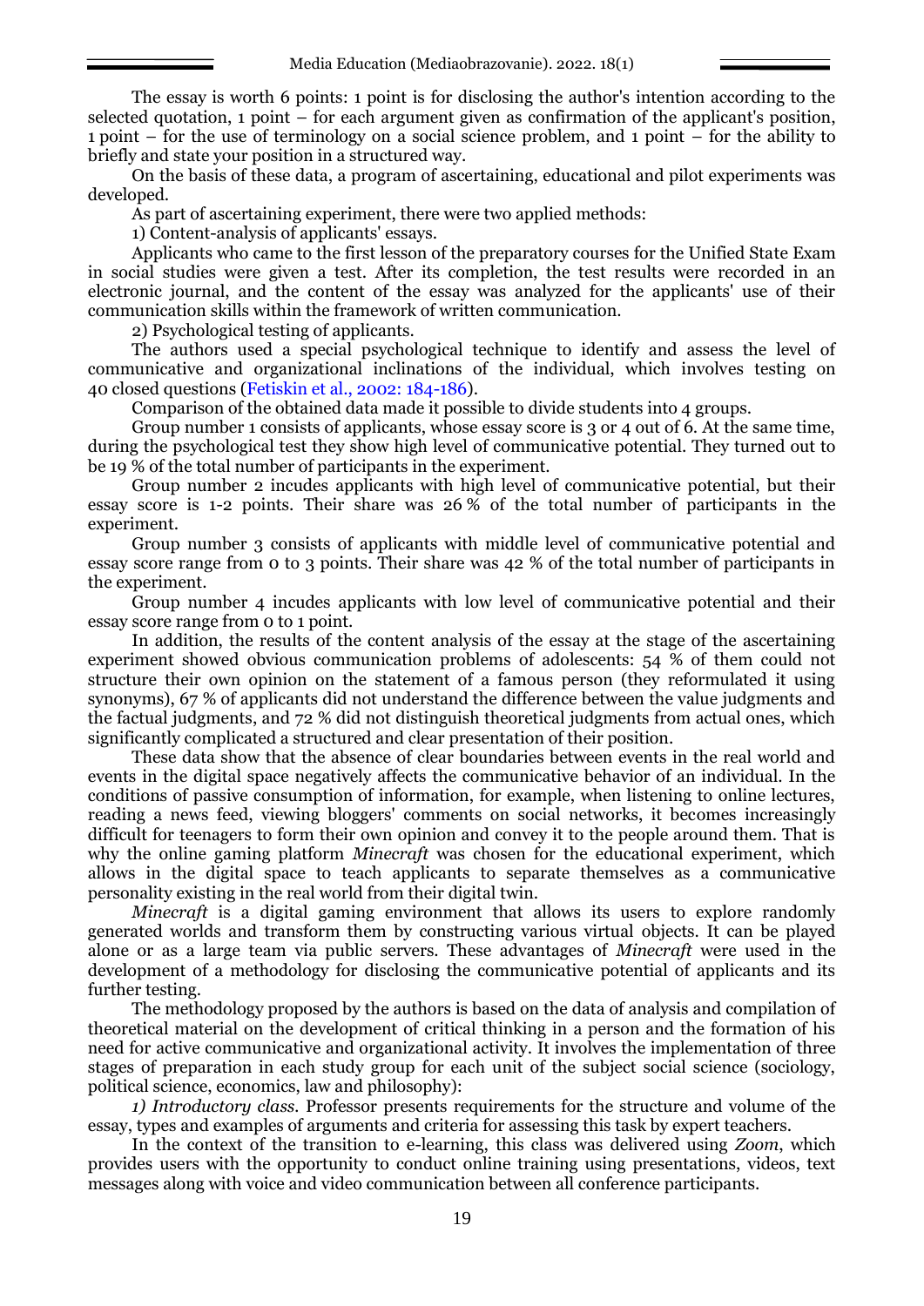The essay is worth 6 points: 1 point is for disclosing the author's intention according to the selected quotation, 1 point – for each argument given as confirmation of the applicant's position, 1 point – for the use of terminology on a social science problem, and 1 point – for the ability to briefly and state your position in a structured way.

On the basis of these data, a program of ascertaining, educational and pilot experiments was developed.

As part of ascertaining experiment, there were two applied methods:

1) Content-analysis of applicants' essays.

Applicants who came to the first lesson of the preparatory courses for the Unified State Exam in social studies were given a test. After its completion, the test results were recorded in an electronic journal, and the content of the essay was analyzed for the applicants' use of their communication skills within the framework of written communication.

2) Psychological testing of applicants.

The authors used a special psychological technique to identify and assess the level of communicative and organizational inclinations of the individual, which involves testing on 40 closed questions (Fetiskin et al., 2002: 184-186).

Comparison of the obtained data made it possible to divide students into 4 groups.

Group number 1 consists of applicants, whose essay score is 3 or 4 out of 6. At the same time, during the psychological test they show high level of communicative potential. They turned out to be 19 % of the total number of participants in the experiment.

Group number 2 incudes applicants with high level of communicative potential, but their essay score is 1-2 points. Their share was 26 % of the total number of participants in the experiment.

Group number 3 consists of applicants with middle level of communicative potential and essay score range from 0 to 3 points. Their share was 42 % of the total number of participants in the experiment.

Group number 4 incudes applicants with low level of communicative potential and their essay score range from 0 to 1 point.

In addition, the results of the content analysis of the essay at the stage of the ascertaining experiment showed obvious communication problems of adolescents: 54 % of them could not structure their own opinion on the statement of a famous person (they reformulated it using synonyms), 67 % of applicants did not understand the difference between the value judgments and the factual judgments, and 72 % did not distinguish theoretical judgments from actual ones, which significantly complicated a structured and clear presentation of their position.

These data show that the absence of clear boundaries between events in the real world and events in the digital space negatively affects the communicative behavior of an individual. In the conditions of passive consumption of information, for example, when listening to online lectures, reading a news feed, viewing bloggers' comments on social networks, it becomes increasingly difficult for teenagers to form their own opinion and convey it to the people around them. That is why the online gaming platform *Minecraft* was chosen for the educational experiment, which allows in the digital space to teach applicants to separate themselves as a communicative personality existing in the real world from their digital twin.

*Minecraft* is a digital gaming environment that allows its users to explore randomly generated worlds and transform them by constructing various virtual objects. It can be played alone or as a large team via public servers. These advantages of *Minecraft* were used in the development of a methodology for disclosing the communicative potential of applicants and its further testing.

The methodology proposed by the authors is based on the data of analysis and compilation of theoretical material on the development of critical thinking in a person and the formation of his need for active communicative and organizational activity. It involves the implementation of three stages of preparation in each study group for each unit of the subject social science (sociology, political science, economics, law and philosophy):

*1) Introductory class.* Professor presents requirements for the structure and volume of the essay, types and examples of arguments and criteria for assessing this task by expert teachers.

In the context of the transition to e-learning, this class was delivered using *Zoom*, which provides users with the opportunity to conduct online training using presentations, videos, text messages along with voice and video communication between all conference participants.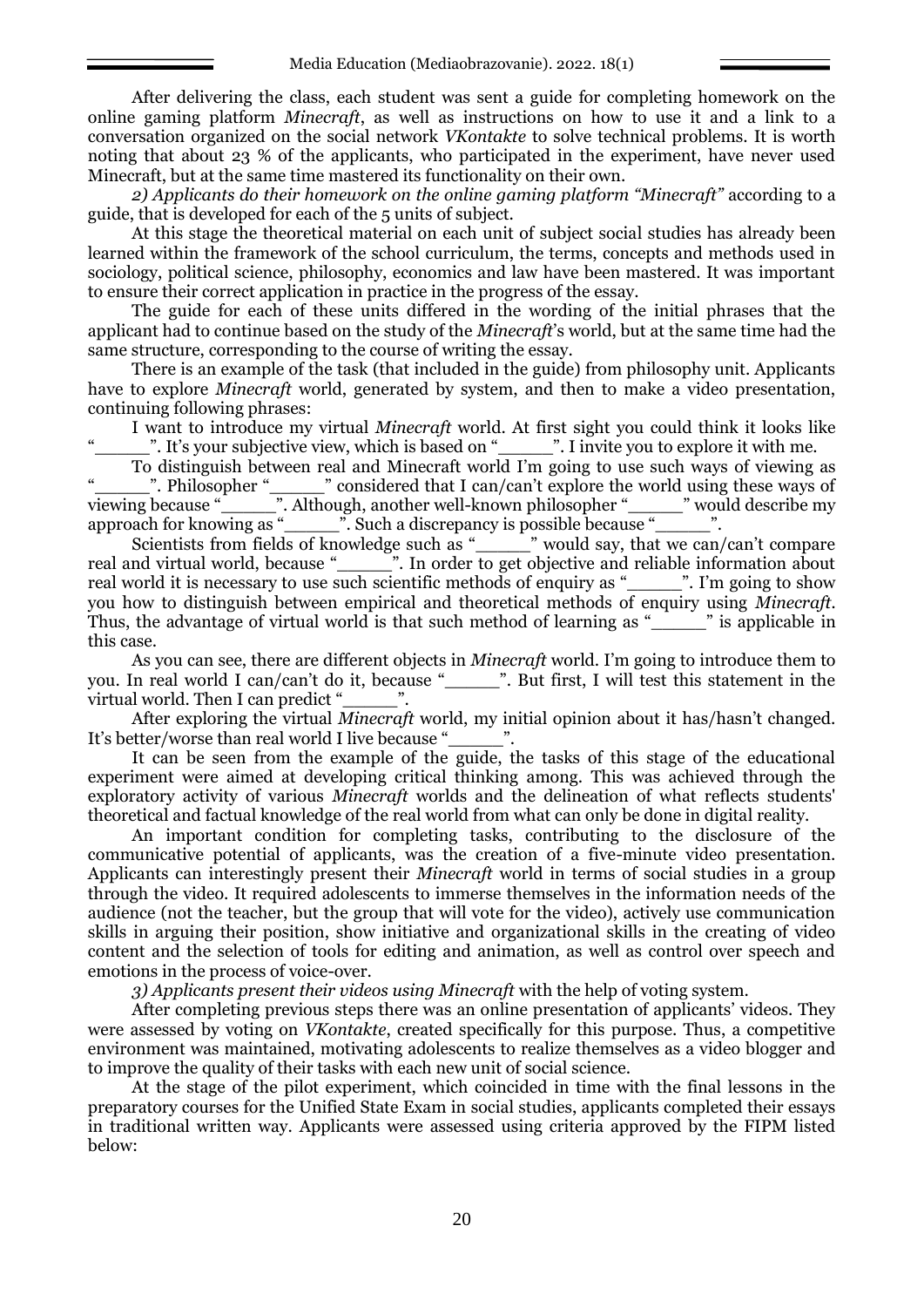After delivering the class, each student was sent a guide for completing homework on the online gaming platform *Minecraft*, as well as instructions on how to use it and a link to a conversation organized on the social network *VKontakte* to solve technical problems. It is worth noting that about 23 % of the applicants, who participated in the experiment, have never used Minecraft, but at the same time mastered its functionality on their own.

*2) Applicants do their homework on the online gaming platform "Minecraft"* according to a guide, that is developed for each of the 5 units of subject.

At this stage the theoretical material on each unit of subject social studies has already been learned within the framework of the school curriculum, the terms, concepts and methods used in sociology, political science, philosophy, economics and law have been mastered. It was important to ensure their correct application in practice in the progress of the essay.

The guide for each of these units differed in the wording of the initial phrases that the applicant had to continue based on the study of the *Minecraft*'s world, but at the same time had the same structure, corresponding to the course of writing the essay.

There is an example of the task (that included in the guide) from philosophy unit. Applicants have to explore *Minecraft* world, generated by system, and then to make a video presentation, continuing following phrases:

I want to introduce my virtual *Minecraft* world. At first sight you could think it looks like "_____". It's your subjective view, which is based on "_____". I invite you to explore it with me.

To distinguish between real and Minecraft world I'm going to use such ways of viewing as "_____". Philosopher "_____" considered that I can/can't explore the world using these ways of viewing because "_____". Although, another well-known philosopher "_____" would describe my approach for knowing as "_____". Such a discrepancy is possible because "_____".

Scientists from fields of knowledge such as "_____" would say, that we can/can't compare real and virtual world, because "_____". In order to get objective and reliable information about real world it is necessary to use such scientific methods of enquiry as "_____". I'm going to show you how to distinguish between empirical and theoretical methods of enquiry using *Minecraft*. Thus, the advantage of virtual world is that such method of learning as "_____" is applicable in this case.

As you can see, there are different objects in *Minecraft* world. I'm going to introduce them to you. In real world I can/can't do it, because "_____". But first, I will test this statement in the virtual world. Then I can predict "_____".

After exploring the virtual *Minecraft* world, my initial opinion about it has/hasn't changed. It's better/worse than real world I live because "_____".

It can be seen from the example of the guide, the tasks of this stage of the educational experiment were aimed at developing critical thinking among. This was achieved through the exploratory activity of various *Minecraft* worlds and the delineation of what reflects students' theoretical and factual knowledge of the real world from what can only be done in digital reality.

An important condition for completing tasks, contributing to the disclosure of the communicative potential of applicants, was the creation of a five-minute video presentation. Applicants can interestingly present their *Minecraft* world in terms of social studies in a group through the video. It required adolescents to immerse themselves in the information needs of the audience (not the teacher, but the group that will vote for the video), actively use communication skills in arguing their position, show initiative and organizational skills in the creating of video content and the selection of tools for editing and animation, as well as control over speech and emotions in the process of voice-over.

*3) Applicants present their videos using Minecraft* with the help of voting system.

After completing previous steps there was an online presentation of applicants' videos. They were assessed by voting on *VKontakte*, created specifically for this purpose. Thus, a competitive environment was maintained, motivating adolescents to realize themselves as a video blogger and to improve the quality of their tasks with each new unit of social science.

At the stage of the pilot experiment, which coincided in time with the final lessons in the preparatory courses for the Unified State Exam in social studies, applicants completed their essays in traditional written way. Applicants were assessed using criteria approved by the FIPM listed below: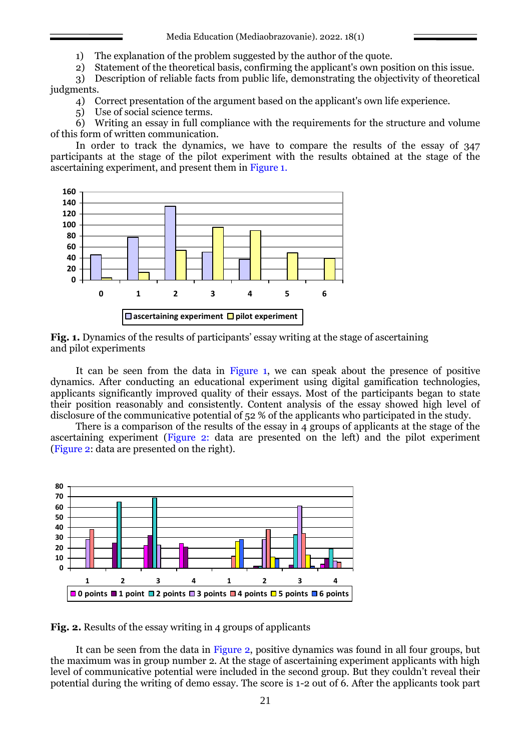1) The explanation of the problem suggested by the author of the quote.
2) Statement of the theoretical basis, confirming the applicant's own position on this issue.
3) Description of reliable facts from public life, demonstrating the objectivity of theoretical judgments.
4) Correct presentation of the argument based on the applicant's own life experience.
5) Use of social science terms.
6) Writing an essay in full compliance with the requirements for the structure and volume of this form of written communication.

In order to track the dynamics, we have to compare the results of the essay of 347 participants at the stage of the pilot experiment with the results obtained at the stage of the ascertaining experiment, and present them in Figure 1.

**Fig. 1.** Dynamics of the results of participants' essay writing at the stage of ascertaining and pilot experiments

It can be seen from the data in Figure 1, we can speak about the presence of positive dynamics. After conducting an educational experiment using digital gamification technologies, applicants significantly improved quality of their essays. Most of the participants began to state their position reasonably and consistently. Content analysis of the essay showed high level of disclosure of the communicative potential of 52 % of the applicants who participated in the study.

There is a comparison of the results of the essay in 4 groups of applicants at the stage of the ascertaining experiment (Figure 2: data are presented on the left) and the pilot experiment (Figure 2: data are presented on the right).

**Fig. 2.** Results of the essay writing in 4 groups of applicants

It can be seen from the data in Figure 2, positive dynamics was found in all four groups, but the maximum was in group number 2. At the stage of ascertaining experiment applicants with high level of communicative potential were included in the second group. But they couldn't reveal their potential during the writing of demo essay. The score is 1-2 out of 6. After the applicants took part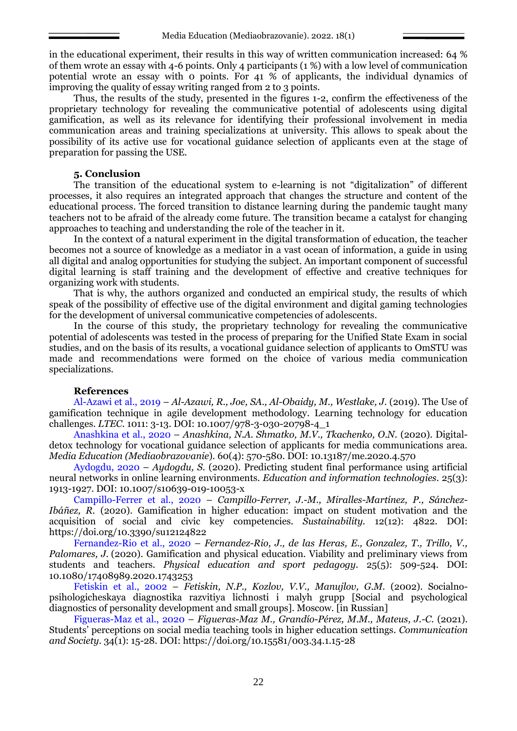in the educational experiment, their results in this way of written communication increased: 64 % of them wrote an essay with 4-6 points. Only 4 participants (1 %) with a low level of communication potential wrote an essay with 0 points. For 41 % of applicants, the individual dynamics of improving the quality of essay writing ranged from 2 to 3 points.

Thus, the results of the study, presented in the figures 1-2, confirm the effectiveness of the proprietary technology for revealing the communicative potential of adolescents using digital gamification, as well as its relevance for identifying their professional involvement in media communication areas and training specializations at university. This allows to speak about the possibility of its active use for vocational guidance selection of applicants even at the stage of preparation for passing the USE.

### 5. Conclusion

The transition of the educational system to e-learning is not "digitalization" of different processes, it also requires an integrated approach that changes the structure and content of the educational process. The forced transition to distance learning during the pandemic taught many teachers not to be afraid of the already come future. The transition became a catalyst for changing approaches to teaching and understanding the role of the teacher in it.

In the context of a natural experiment in the digital transformation of education, the teacher becomes not a source of knowledge as a mediator in a vast ocean of information, a guide in using all digital and analog opportunities for studying the subject. An important component of successful digital learning is staff training and the development of effective and creative techniques for organizing work with students.

That is why, the authors organized and conducted an empirical study, the results of which speak of the possibility of effective use of the digital environment and digital gaming technologies for the development of universal communicative competencies of adolescents.

In the course of this study, the proprietary technology for revealing the communicative potential of adolescents was tested in the process of preparing for the Unified State Exam in social studies, and on the basis of its results, a vocational guidance selection of applicants to OmSTU was made and recommendations were formed on the choice of various media communication specializations.

### References

Al-Azawi et al., 2019 – *Al-Azawi, R., Joe, SA., Al-Obaidy, M., Westlake, J.* (2019). The Use of gamification technique in agile development methodology. Learning technology for education challenges. *LTEC*. 1011: 3-13. DOI: 10.1007/978-3-030-20798-4_1

Anashkina et al., 2020 – *Anashkina, N.A. Shmatko, M.V., Tkachenko, O.N.* (2020). Digital-detox technology for vocational guidance selection of applicants for media communications area. *Media Education (Mediaobrazovanie)*. 60(4): 570-580. DOI: 10.13187/me.2020.4.570

Aydogdu, 2020 – *Aydogdu, S.* (2020). Predicting student final performance using artificial neural networks in online learning environments. *Education and information technologies*. 25(3): 1913-1927. DOI: 10.1007/s10639-019-10053-x

Campillo-Ferrer et al., 2020 – *Campillo-Ferrer, J.-M., Miralles-Martínez, P., Sánchez-Ibáñez, R.* (2020). Gamification in higher education: impact on student motivation and the acquisition of social and civic key competencies. *Sustainability*. 12(12): 4822. DOI: https://doi.org/10.3390/su12124822

Fernandez-Rio et al., 2020 – *Fernandez-Rio, J., de las Heras, E., Gonzalez, T., Trillo, V., Palomares, J.* (2020). Gamification and physical education. Viability and preliminary views from students and teachers. *Physical education and sport pedagogy*. 25(5): 509-524. DOI: 10.1080/17408989.2020.1743253

Fetiskin et al., 2002 – *Fetiskin, N.P., Kozlov, V.V., Manujlov, G.M.* (2002). Socialno-psihologicheskaya diagnostika razvitiya lichnosti i malyh grupp [Social and psychological diagnostics of personality development and small groups]. Moscow. [in Russian]

Figueras-Maz et al., 2020 – *Figueras-Maz M., Grandío-Pérez, M.M., Mateus, J.-C.* (2021). Students' perceptions on social media teaching tools in higher education settings. *Communication and Society*. 34(1): 15-28. DOI: https://doi.org/10.15581/003.34.1.15-28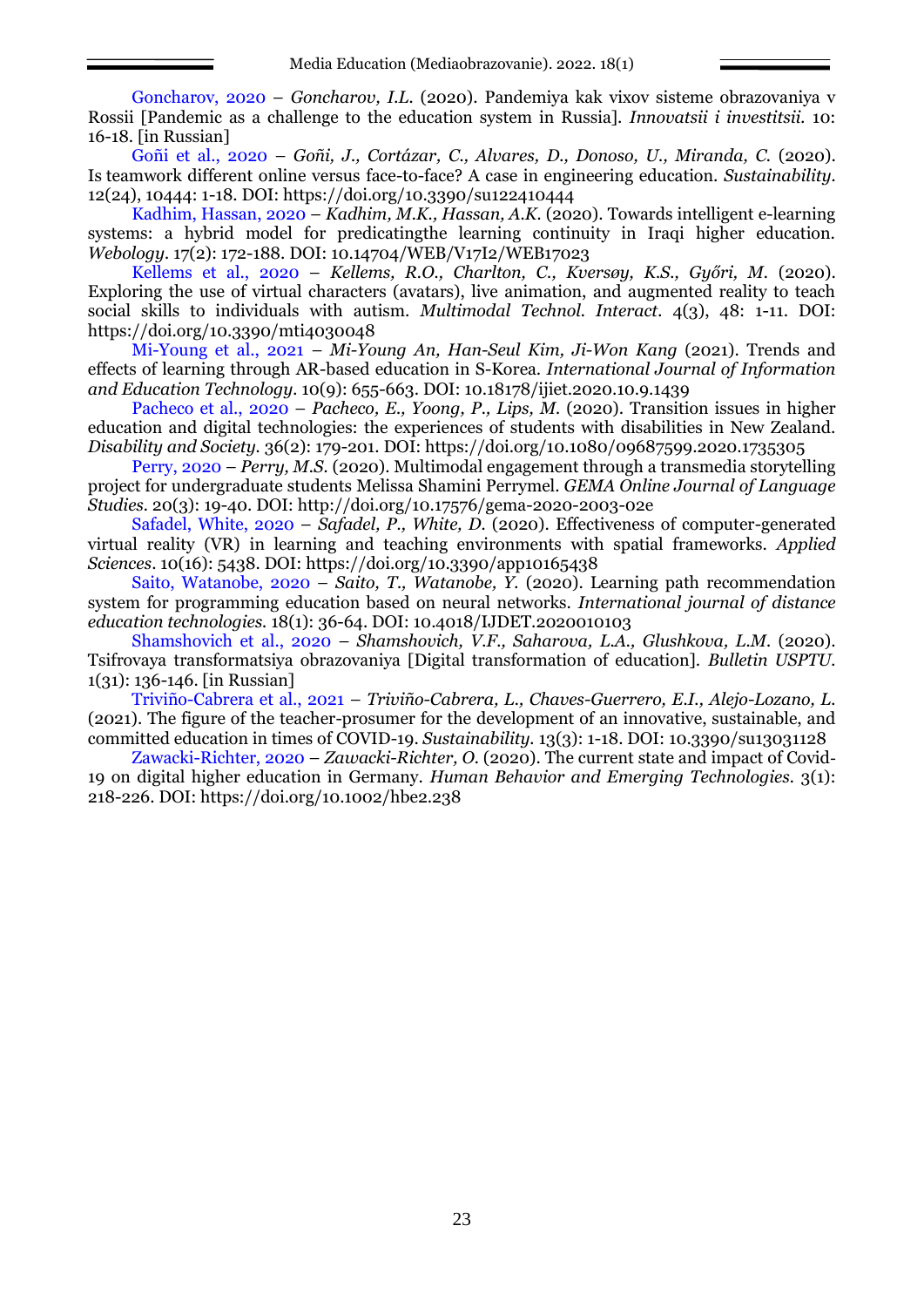Goncharov, 2020 – *Goncharov, I.L.* (2020). Pandemiya kak vixov sisteme obrazovaniya v Rossii [Pandemic as a challenge to the education system in Russia]. *Innovatsii i investitsii.* 10: 16-18. [in Russian]

Goñi et al., 2020 – *Goñi, J., Cortázar, C., Alvares, D., Donoso, U., Miranda, C.* (2020). Is teamwork different online versus face-to-face? A case in engineering education. *Sustainability.* 12(24), 10444: 1-18. DOI: https://doi.org/10.3390/su122410444

Kadhim, Hassan, 2020 – *Kadhim, M.K., Hassan, A.K.* (2020). Towards intelligent e-learning systems: a hybrid model for predicatingthe learning continuity in Iraqi higher education. *Webology*. 17(2): 172-188. DOI: 10.14704/WEB/V17I2/WEB17023

Kellems et al., 2020 – *Kellems, R.O., Charlton, C., Kversøy, K.S., Győri, M.* (2020). Exploring the use of virtual characters (avatars), live animation, and augmented reality to teach social skills to individuals with autism. *Multimodal Technol. Interact*. 4(3), 48: 1-11. DOI: https://doi.org/10.3390/mti4030048

Mi-Young et al., 2021 – *Mi-Young An, Han-Seul Kim, Ji-Won Kang* (2021). Trends and effects of learning through AR-based education in S-Korea. *International Journal of Information and Education Technology*. 10(9): 655-663. DOI: 10.18178/ijiet.2020.10.9.1439

Pacheco et al., 2020 – *Pacheco, E., Yoong, P., Lips, M.* (2020). Transition issues in higher education and digital technologies: the experiences of students with disabilities in New Zealand. *Disability and Society.* 36(2): 179-201. DOI: https://doi.org/10.1080/09687599.2020.1735305

Perry, 2020 – *Perry, M.S.* (2020). Multimodal engagement through a transmedia storytelling project for undergraduate students Melissa Shamini Perrymel. *GEMA Online Journal of Language Studies.* 20(3): 19-40. DOI: http://doi.org/10.17576/gema-2020-2003-02e

Safadel, White, 2020 – *Safadel, P., White, D.* (2020). Effectiveness of computer-generated virtual reality (VR) in learning and teaching environments with spatial frameworks. *Applied Sciences*. 10(16): 5438. DOI: https://doi.org/10.3390/app10165438

Saito, Watanobe, 2020 – *Saito, T., Watanobe, Y.* (2020). Learning path recommendation system for programming education based on neural networks. *International journal of distance education technologies.* 18(1): 36-64. DOI: 10.4018/IJDET.2020010103

Shamshovich et al., 2020 – *Shamshovich, V.F., Saharova, L.A., Glushkova, L.M.* (2020). Tsifrovaya transformatsiya obrazovaniya [Digital transformation of education]. *Bulletin USPTU.* 1(31): 136-146. [in Russian]

Triviño-Cabrera et al., 2021 – *Triviño-Cabrera, L., Chaves-Guerrero, E.I., Alejo-Lozano, L.* (2021). The figure of the teacher-prosumer for the development of an innovative, sustainable, and committed education in times of COVID-19. *Sustainability.* 13(3): 1-18. DOI: 10.3390/su13031128

Zawacki-Richter, 2020 – *Zawacki-Richter, O.* (2020). The current state and impact of Covid-19 on digital higher education in Germany. *Human Behavior and Emerging Technologies.* 3(1): 218-226. DOI: https://doi.org/10.1002/hbe2.238